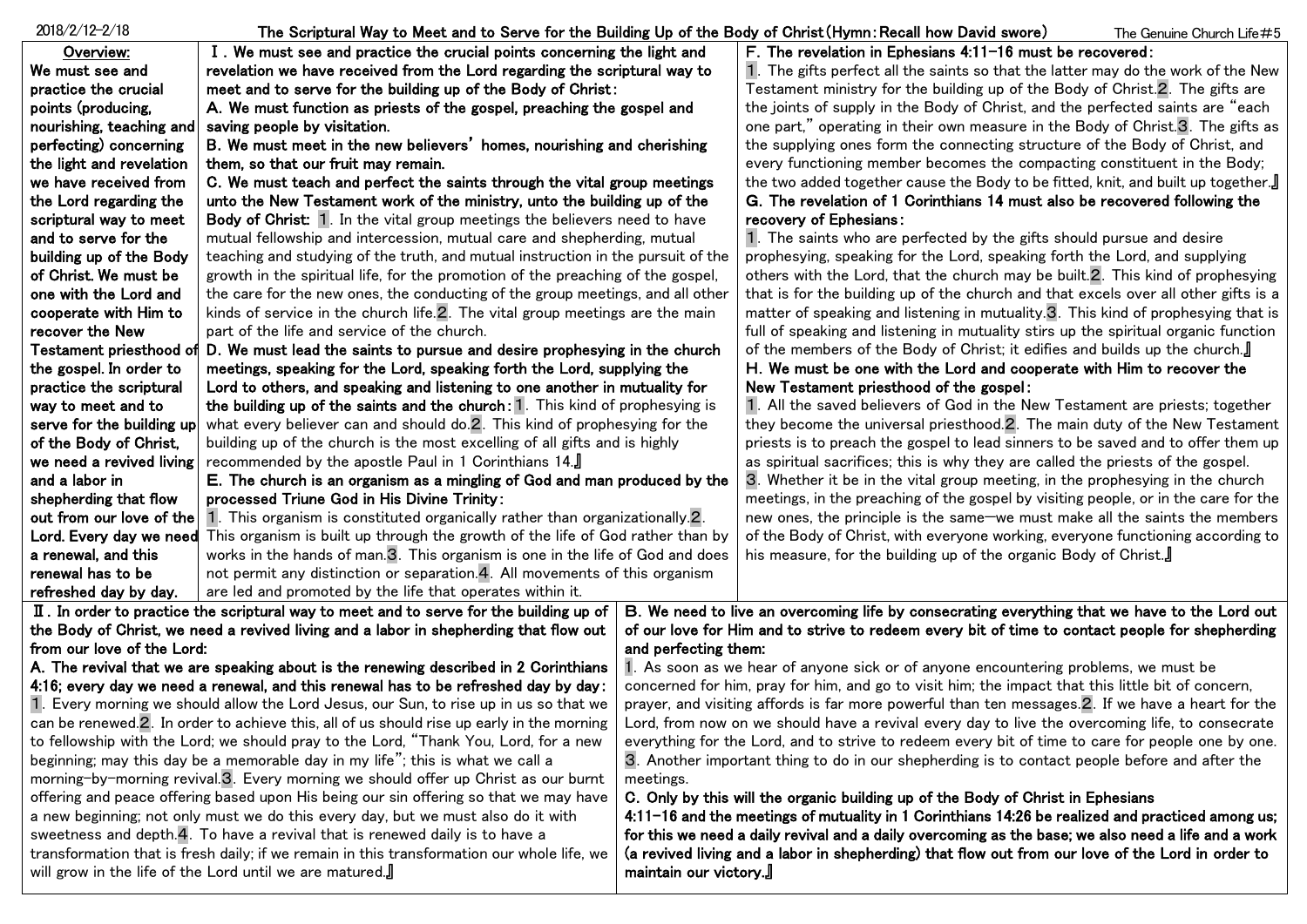2018/2/12-2/18

# The Scriptural Way to Meet and to Serve for the Building Up of the Body of Christ (Hymn: Recall how David swore)

The Genuine Church Life #5

**Overview:** We must see and practice the crucial points (producing, nourishing, teaching and perfecting) concerning the light and revelation we have received from the Lord regarding the scriptural way to meet and to serve for the building up of the Body of Christ. We must be one with the Lord and cooperate with Him to recover the New Testament priesthood of the gospel. In order to practice the scriptural way to meet and to serve for the building up of the Body of Christ, we need a revived living and a labor in shepherding that flow out from our love of the Lord. Every day we need a renewal, and this renewal has to be refreshed day by day.

**Ⅰ. We must see and practice the crucial points concerning the light and revelation we have received from the Lord regarding the scriptural way to meet and to serve for the building up of the Body of Christ:**

**A. We must function as priests of the gospel, preaching the gospel and saving people by visitation.**

**B. We must meet in the new believers' homes, nourishing and cherishing them, so that our fruit may remain.**

**C. We must teach and perfect the saints through the vital group meetings unto the New Testament work of the ministry, unto the building up of the Body of Christ:** 1. In the vital group meetings the believers need to have mutual fellowship and intercession, mutual care and shepherding, mutual teaching and studying of the truth, and mutual instruction in the pursuit of the growth in the spiritual life, for the promotion of the preaching of the gospel, the care for the new ones, the conducting of the group meetings, and all other kinds of service in the church life. 2. The vital group meetings are the main part of the life and service of the church.

**D. We must lead the saints to pursue and desire prophesying in the church meetings, speaking for the Lord, speaking forth the Lord, supplying the Lord to others, and speaking and listening to one another in mutuality for the building up of the saints and the church:** 1. This kind of prophesying is what every believer can and should do. 2. This kind of prophesying for the building up of the church is the most excelling of all gifts and is highly recommended by the apostle Paul in 1 Corinthians 14.』

**E. The church is an organism as a mingling of God and man produced by the processed Triune God in His Divine Trinity:** 1. This organism is constituted organically rather than organizationally. 2. This organism is built up through the growth of the life of God rather than by works in the hands of man. 3. This organism is one in the life of God and does not permit any distinction or separation. 4. All movements of this organism are led and promoted by the life that operates within it.

**F. The revelation in Ephesians 4:11-16 must be recovered:** 1. The gifts perfect all the saints so that the latter may do the work of the New Testament ministry for the building up of the Body of Christ. 2. The gifts are the joints of supply in the Body of Christ, and the perfected saints are "each one part," operating in their own measure in the Body of Christ. 3. The gifts as the supplying ones form the connecting structure of the Body of Christ, and every functioning member becomes the compacting constituent in the Body; the two added together cause the Body to be fitted, knit, and built up together.』

**G. The revelation of 1 Corinthians 14 must also be recovered following the recovery of Ephesians:** 1. The saints who are perfected by the gifts should pursue and desire prophesying, speaking for the Lord, speaking forth the Lord, and supplying others with the Lord, that the church may be built. 2. This kind of prophesying that is for the building up of the church and that excels over all other gifts is a matter of speaking and listening in mutuality. 3. This kind of prophesying that is full of speaking and listening in mutuality stirs up the spiritual organic function of the members of the Body of Christ; it edifies and builds up the church.』

**H. We must be one with the Lord and cooperate with Him to recover the New Testament priesthood of the gospel:** 1. All the saved believers of God in the New Testament are priests; together they become the universal priesthood. 2. The main duty of the New Testament priests is to preach the gospel to lead sinners to be saved and to offer them up as spiritual sacrifices; this is why they are called the priests of the gospel. 3. Whether it be in the vital group meeting, in the prophesying in the church meetings, in the preaching of the gospel by visiting people, or in the care for the new ones, the principle is the same—we must make all the saints the members of the Body of Christ, with everyone working, everyone functioning according to his measure, for the building up of the organic Body of Christ.』

**Ⅱ. In order to practice the scriptural way to meet and to serve for the building up of the Body of Christ, we need a revived living and a labor in shepherding that flow out from our love of the Lord:**

**A. The revival that we are speaking about is the renewing described in 2 Corinthians 4:16; every day we need a renewal, and this renewal has to be refreshed day by day:** 1. Every morning we should allow the Lord Jesus, our Sun, to rise up in us so that we can be renewed. 2. In order to achieve this, all of us should rise up early in the morning to fellowship with the Lord; we should pray to the Lord, "Thank You, Lord, for a new beginning; may this day be a memorable day in my life"; this is what we call a morning-by-morning revival. 3. Every morning we should offer up Christ as our burnt offering and peace offering based upon His being our sin offering so that we may have a new beginning; not only must we do this every day, but we must also do it with sweetness and depth. 4. To have a revival that is renewed daily is to have a transformation that is fresh daily; if we remain in this transformation our whole life, we will grow in the life of the Lord until we are matured.』

**B. We need to live an overcoming life by consecrating everything that we have to the Lord out of our love for Him and to strive to redeem every bit of time to contact people for shepherding and perfecting them:** 1. As soon as we hear of anyone sick or of anyone encountering problems, we must be concerned for him, pray for him, and go to visit him; the impact that this little bit of concern, prayer, and visiting affords is far more powerful than ten messages. 2. If we have a heart for the Lord, from now on we should have a revival every day to live the overcoming life, to consecrate everything for the Lord, and to strive to redeem every bit of time to care for people one by one. 3. Another important thing to do in our shepherding is to contact people before and after the meetings.

**C. Only by this will the organic building up of the Body of Christ in Ephesians 4:11-16 and the meetings of mutuality in 1 Corinthians 14:26 be realized and practiced among us; for this we need a daily revival and a daily overcoming as the base; we also need a life and a work (a revived living and a labor in shepherding) that flow out from our love of the Lord in order to maintain our victory.』**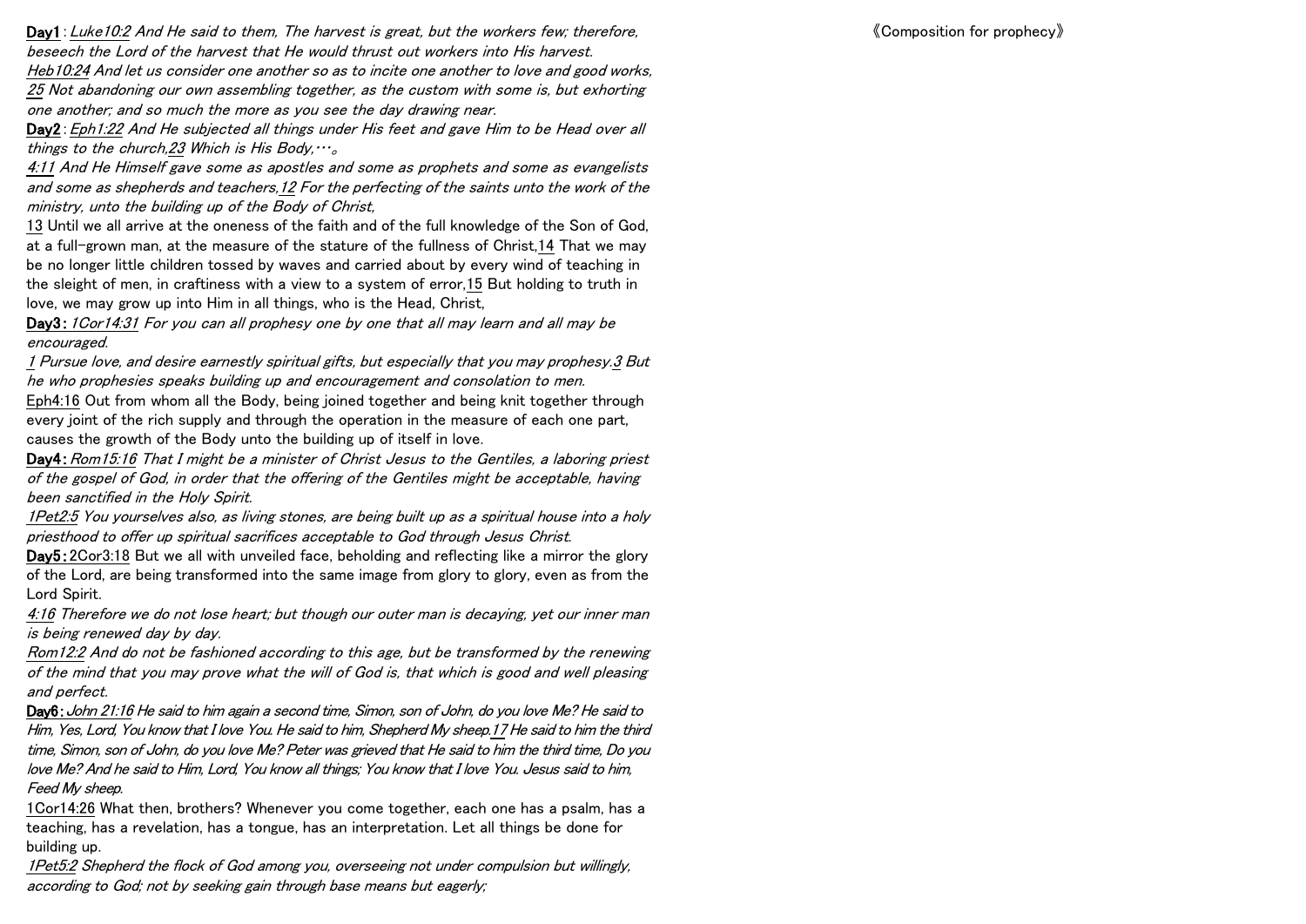**Day1**：*Luke10:2 And He said to them, The harvest is great, but the workers few; therefore, beseech the Lord of the harvest that He would thrust out workers into His harvest.*
*Heb10:24 And let us consider one another so as to incite one another to love and good works, 25 Not abandoning our own assembling together, as the custom with some is, but exhorting one another; and so much the more as you see the day drawing near.*

**Day2**：*Eph1:22 And He subjected all things under His feet and gave Him to be Head over all things to the church, 23 Which is His Body,…。*
*4:11 And He Himself gave some as apostles and some as prophets and some as evangelists and some as shepherds and teachers, 12 For the perfecting of the saints unto the work of the ministry, unto the building up of the Body of Christ,*
13 Until we all arrive at the oneness of the faith and of the full knowledge of the Son of God, at a full-grown man, at the measure of the stature of the fullness of Christ, 14 That we may be no longer little children tossed by waves and carried about by every wind of teaching in the sleight of men, in craftiness with a view to a system of error, 15 But holding to truth in love, we may grow up into Him in all things, who is the Head, Christ,

**Day3**：*1Cor14:31 For you can all prophesy one by one that all may learn and all may be encouraged.*
*1 Pursue love, and desire earnestly spiritual gifts, but especially that you may prophesy. 3 But he who prophesies speaks building up and encouragement and consolation to men.*
Eph4:16 Out from whom all the Body, being joined together and being knit together through every joint of the rich supply and through the operation in the measure of each one part, causes the growth of the Body unto the building up of itself in love.

**Day4**：*Rom15:16 That I might be a minister of Christ Jesus to the Gentiles, a laboring priest of the gospel of God, in order that the offering of the Gentiles might be acceptable, having been sanctified in the Holy Spirit.*
*1Pet2:5 You yourselves also, as living stones, are being built up as a spiritual house into a holy priesthood to offer up spiritual sacrifices acceptable to God through Jesus Christ.*

**Day5**：2Cor3:18 But we all with unveiled face, beholding and reflecting like a mirror the glory of the Lord, are being transformed into the same image from glory to glory, even as from the Lord Spirit.
*4:16 Therefore we do not lose heart; but though our outer man is decaying, yet our inner man is being renewed day by day.*
*Rom12:2 And do not be fashioned according to this age, but be transformed by the renewing of the mind that you may prove what the will of God is, that which is good and well pleasing and perfect.*

**Day6**：*John 21:16 He said to him again a second time, Simon, son of John, do you love Me? He said to Him, Yes, Lord, You know that I love You. He said to him, Shepherd My sheep. 17 He said to him the third time, Simon, son of John, do you love Me? Peter was grieved that He said to him the third time, Do you love Me? And he said to Him, Lord, You know all things; You know that I love You. Jesus said to him, Feed My sheep.*
1Cor14:26 What then, brothers? Whenever you come together, each one has a psalm, has a teaching, has a revelation, has a tongue, has an interpretation. Let all things be done for building up.
*1Pet5:2 Shepherd the flock of God among you, overseeing not under compulsion but willingly, according to God; not by seeking gain through base means but eagerly;*

《Composition for prophecy》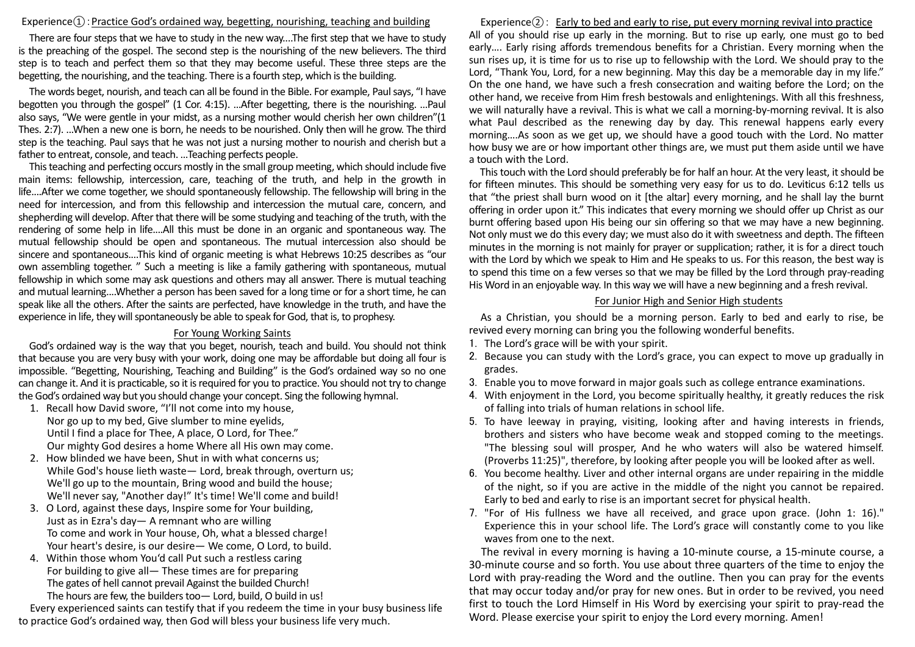## Experience①: Practice God's ordained way, begetting, nourishing, teaching and building

There are four steps that we have to study in the new way....The first step that we have to study is the preaching of the gospel. The second step is the nourishing of the new believers. The third step is to teach and perfect them so that they may become useful. These three steps are the begetting, the nourishing, and the teaching. There is a fourth step, which is the building.

The words beget, nourish, and teach can all be found in the Bible. For example, Paul says, "I have begotten you through the gospel" (1 Cor. 4:15). ...After begetting, there is the nourishing. ...Paul also says, "We were gentle in your midst, as a nursing mother would cherish her own children"(1 Thes. 2:7). ...When a new one is born, he needs to be nourished. Only then will he grow. The third step is the teaching. Paul says that he was not just a nursing mother to nourish and cherish but a father to entreat, console, and teach. ...Teaching perfects people.

This teaching and perfecting occurs mostly in the small group meeting, which should include five main items: fellowship, intercession, care, teaching of the truth, and help in the growth in life....After we come together, we should spontaneously fellowship. The fellowship will bring in the need for intercession, and from this fellowship and intercession the mutual care, concern, and shepherding will develop. After that there will be some studying and teaching of the truth, with the rendering of some help in life....All this must be done in an organic and spontaneous way. The mutual fellowship should be open and spontaneous. The mutual intercession also should be sincere and spontaneous....This kind of organic meeting is what Hebrews 10:25 describes as "our own assembling together. " Such a meeting is like a family gathering with spontaneous, mutual fellowship in which some may ask questions and others may all answer. There is mutual teaching and mutual learning....Whether a person has been saved for a long time or for a short time, he can speak like all the others. After the saints are perfected, have knowledge in the truth, and have the experience in life, they will spontaneously be able to speak for God, that is, to prophesy.

### For Young Working Saints

God's ordained way is the way that you beget, nourish, teach and build. You should not think that because you are very busy with your work, doing one may be affordable but doing all four is impossible. "Begetting, Nourishing, Teaching and Building" is the God's ordained way so no one can change it. And it is practicable, so it is required for you to practice. You should not try to change the God's ordained way but you should change your concept. Sing the following hymnal.

1. Recall how David swore, "I'll not come into my house,
   Nor go up to my bed, Give slumber to mine eyelids,
   Until I find a place for Thee, A place, O Lord, for Thee."
   Our mighty God desires a home Where all His own may come.
2. How blinded we have been, Shut in with what concerns us;
   While God's house lieth waste— Lord, break through, overturn us;
   We'll go up to the mountain, Bring wood and build the house;
   We'll never say, "Another day!" It's time! We'll come and build!
3. O Lord, against these days, Inspire some for Your building,
   Just as in Ezra's day— A remnant who are willing
   To come and work in Your house, Oh, what a blessed charge!
   Your heart's desire, is our desire— We come, O Lord, to build.
4. Within those whom You'd call Put such a restless caring
   For building to give all— These times are for preparing
   The gates of hell cannot prevail Against the builded Church!
   The hours are few, the builders too— Lord, build, O build in us!

Every experienced saints can testify that if you redeem the time in your busy business life to practice God's ordained way, then God will bless your business life very much.

## Experience②: Early to bed and early to rise, put every morning revival into practice

All of you should rise up early in the morning. But to rise up early, one must go to bed early…. Early rising affords tremendous benefits for a Christian. Every morning when the sun rises up, it is time for us to rise up to fellowship with the Lord. We should pray to the Lord, "Thank You, Lord, for a new beginning. May this day be a memorable day in my life." On the one hand, we have such a fresh consecration and waiting before the Lord; on the other hand, we receive from Him fresh bestowals and enlightenings. With all this freshness, we will naturally have a revival. This is what we call a morning-by-morning revival. It is also what Paul described as the renewing day by day. This renewal happens early every morning....As soon as we get up, we should have a good touch with the Lord. No matter how busy we are or how important other things are, we must put them aside until we have a touch with the Lord.

This touch with the Lord should preferably be for half an hour. At the very least, it should be for fifteen minutes. This should be something very easy for us to do. Leviticus 6:12 tells us that "the priest shall burn wood on it [the altar] every morning, and he shall lay the burnt offering in order upon it." This indicates that every morning we should offer up Christ as our burnt offering based upon His being our sin offering so that we may have a new beginning. Not only must we do this every day; we must also do it with sweetness and depth. The fifteen minutes in the morning is not mainly for prayer or supplication; rather, it is for a direct touch with the Lord by which we speak to Him and He speaks to us. For this reason, the best way is to spend this time on a few verses so that we may be filled by the Lord through pray-reading His Word in an enjoyable way. In this way we will have a new beginning and a fresh revival.

### For Junior High and Senior High students

As a Christian, you should be a morning person. Early to bed and early to rise, be revived every morning can bring you the following wonderful benefits.

1. The Lord's grace will be with your spirit.
2. Because you can study with the Lord's grace, you can expect to move up gradually in grades.
3. Enable you to move forward in major goals such as college entrance examinations.
4. With enjoyment in the Lord, you become spiritually healthy, it greatly reduces the risk of falling into trials of human relations in school life.
5. To have leeway in praying, visiting, looking after and having interests in friends, brothers and sisters who have become weak and stopped coming to the meetings. "The blessing soul will prosper, And he who waters will also be watered himself. (Proverbs 11:25)", therefore, by looking after people you will be looked after as well.
6. You become healthy. Liver and other internal organs are under repairing in the middle of the night, so if you are active in the middle of the night you cannot be repaired. Early to bed and early to rise is an important secret for physical health.
7. "For of His fullness we have all received, and grace upon grace. (John 1: 16)." Experience this in your school life. The Lord's grace will constantly come to you like waves from one to the next.

The revival in every morning is having a 10-minute course, a 15-minute course, a 30-minute course and so forth. You use about three quarters of the time to enjoy the Lord with pray-reading the Word and the outline. Then you can pray for the events that may occur today and/or pray for new ones. But in order to be revived, you need first to touch the Lord Himself in His Word by exercising your spirit to pray-read the Word. Please exercise your spirit to enjoy the Lord every morning. Amen!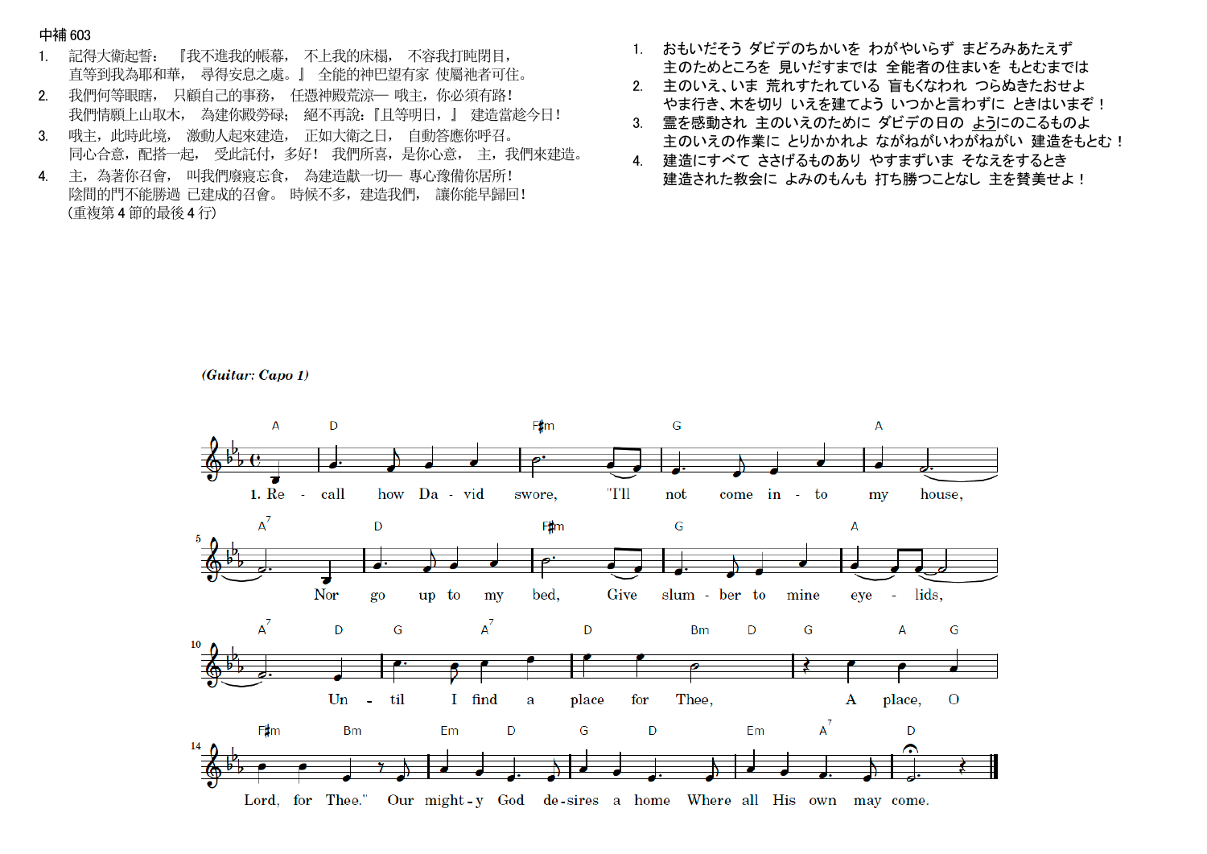中補 603

1. 記得大衛起誓：『我不進我的帳幕， 不上我的床榻， 不容我打盹閉目，
   直等到我為耶和華， 尋得安息之處。』 全能的神巴望有家 使屬祂者可住。
2. 我們何等眼瞎， 只顧自己的事務， 任憑神殿荒涼— 哦主，你必須有路！
   我們情願上山取木， 為建你殿勞碌； 絕不再說：『且等明日，』 建造當趁今日！
3. 哦主，此時此境， 激動人起來建造， 正如大衛之日， 自動答應你呼召。
   同心合意，配搭一起， 受此託付，多好！ 我們所喜，是你心意， 主，我們來建造。
4. 主，為著你召會， 叫我們廢寢忘食， 為建造獻一切— 專心豫備你居所！
   陰間的門不能勝過 已建成的召會。 時候不多，建造我們， 讓你能早歸回！
   (重複第 4 節的最後 4 行)

1. おもいだそう ダビデのちかいを わがやいらず まどろみあたえず
   主のためところを 見いだすまでは 全能者の住まいを もとむまでは
2. 主のいえ、いま 荒れすたれている 盲もくなわれ つらぬきたおせよ
   やま行き、木を切り いえを建てよう いつかと言わずに ときはいまぞ！
3. 霊を感動され 主のいえのために ダビデの日の ようにのこるものよ
   主のいえの作業に とりかかれよ ながねがいわがねがい 建造をもとむ！
4. 建造にすべて ささげるものあり やすまずいま そなえをするとき
   建造された教会に よみのもんも 打ち勝つことなし 主を賛美せよ！

(Guitar: Capo 1)

1. Recall how David swore, "I'll not come into my house, Nor go up to my bed, Give slumber to mine eyelids, Until I find a place for Thee, A place, O Lord, for Thee." Our mighty God desires a home Where all His own may come.